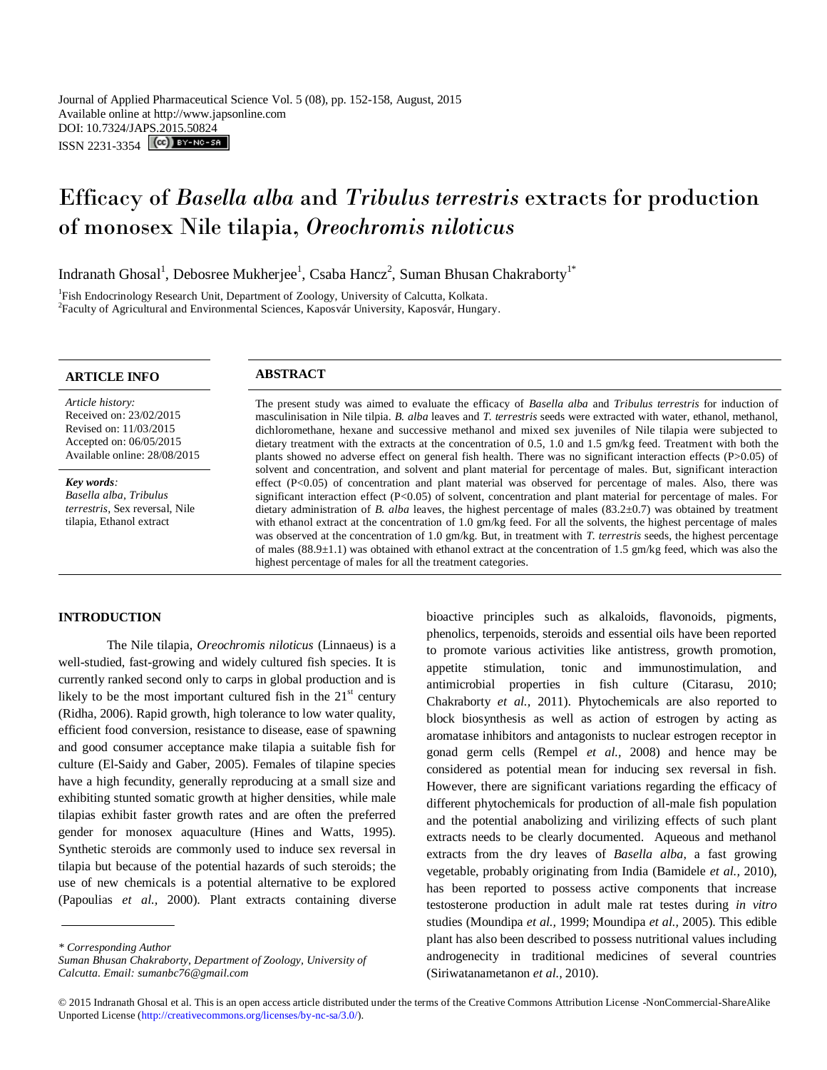Journal of Applied Pharmaceutical Science Vol. 5 (08), pp. 152-158, August, 2015
Available online at http://www.japsonline.com
DOI: 10.7324/JAPS.2015.50824
ISSN 2231-3354

# Efficacy of *Basella alba* and *Tribulus terrestris* extracts for production of monosex Nile tilapia, *Oreochromis niloticus*

Indranath Ghosal[1], Debosree Mukherjee[1], Csaba Hancz[2], Suman Bhusan Chakraborty[1*]

[1]Fish Endocrinology Research Unit, Department of Zoology, University of Calcutta, Kolkata.
[2]Faculty of Agricultural and Environmental Sciences, Kaposvár University, Kaposvár, Hungary.

## ARTICLE INFO

*Article history:*
Received on: 23/02/2015
Revised on: 11/03/2015
Accepted on: 06/05/2015
Available online: 28/08/2015

***Key words**:*
*Basella alba*, *Tribulus terrestris*, Sex reversal, Nile tilapia, Ethanol extract

## ABSTRACT

The present study was aimed to evaluate the efficacy of *Basella alba* and *Tribulus terrestris* for induction of masculinisation in Nile tilpia. *B. alba* leaves and *T. terrestris* seeds were extracted with water, ethanol, methanol, dichloromethane, hexane and successive methanol and mixed sex juveniles of Nile tilapia were subjected to dietary treatment with the extracts at the concentration of 0.5, 1.0 and 1.5 gm/kg feed. Treatment with both the plants showed no adverse effect on general fish health. There was no significant interaction effects (P>0.05) of solvent and concentration, and solvent and plant material for percentage of males. But, significant interaction effect (P<0.05) of concentration and plant material was observed for percentage of males. Also, there was significant interaction effect (P<0.05) of solvent, concentration and plant material for percentage of males. For dietary administration of *B. alba* leaves, the highest percentage of males (83.2±0.7) was obtained by treatment with ethanol extract at the concentration of 1.0 gm/kg feed. For all the solvents, the highest percentage of males was observed at the concentration of 1.0 gm/kg. But, in treatment with *T. terrestris* seeds, the highest percentage of males (88.9±1.1) was obtained with ethanol extract at the concentration of 1.5 gm/kg feed, which was also the highest percentage of males for all the treatment categories.

## INTRODUCTION

The Nile tilapia, *Oreochromis niloticus* (Linnaeus) is a well-studied, fast-growing and widely cultured fish species. It is currently ranked second only to carps in global production and is likely to be the most important cultured fish in the 21st century (Ridha, 2006). Rapid growth, high tolerance to low water quality, efficient food conversion, resistance to disease, ease of spawning and good consumer acceptance make tilapia a suitable fish for culture (El-Saidy and Gaber, 2005). Females of tilapine species have a high fecundity, generally reproducing at a small size and exhibiting stunted somatic growth at higher densities, while male tilapias exhibit faster growth rates and are often the preferred gender for monosex aquaculture (Hines and Watts, 1995). Synthetic steroids are commonly used to induce sex reversal in tilapia but because of the potential hazards of such steroids; the use of new chemicals is a potential alternative to be explored (Papoulias *et al.,* 2000). Plant extracts containing diverse bioactive principles such as alkaloids, flavonoids, pigments, phenolics, terpenoids, steroids and essential oils have been reported to promote various activities like antistress, growth promotion, appetite stimulation, tonic and immunostimulation, and antimicrobial properties in fish culture (Citarasu, 2010; Chakraborty *et al.,* 2011). Phytochemicals are also reported to block biosynthesis as well as action of estrogen by acting as aromatase inhibitors and antagonists to nuclear estrogen receptor in gonad germ cells (Rempel *et al.,* 2008) and hence may be considered as potential mean for inducing sex reversal in fish. However, there are significant variations regarding the efficacy of different phytochemicals for production of all-male fish population and the potential anabolizing and virilizing effects of such plant extracts needs to be clearly documented. Aqueous and methanol extracts from the dry leaves of *Basella alba,* a fast growing vegetable, probably originating from India (Bamidele *et al.,* 2010), has been reported to possess active components that increase testosterone production in adult male rat testes during *in vitro* studies (Moundipa *et al.,* 1999; Moundipa *et al.,* 2005). This edible plant has also been described to possess nutritional values including androgenecity in traditional medicines of several countries (Siriwatanametanon *et al.,* 2010).

---

*\* Corresponding Author*
*Suman Bhusan Chakraborty, Department of Zoology, University of Calcutta. Email: sumanbc76@gmail.com*

© 2015 Indranath Ghosal et al. This is an open access article distributed under the terms of the Creative Commons Attribution License -NonCommercial-ShareAlike Unported License (http://creativecommons.org/licenses/by-nc-sa/3.0/).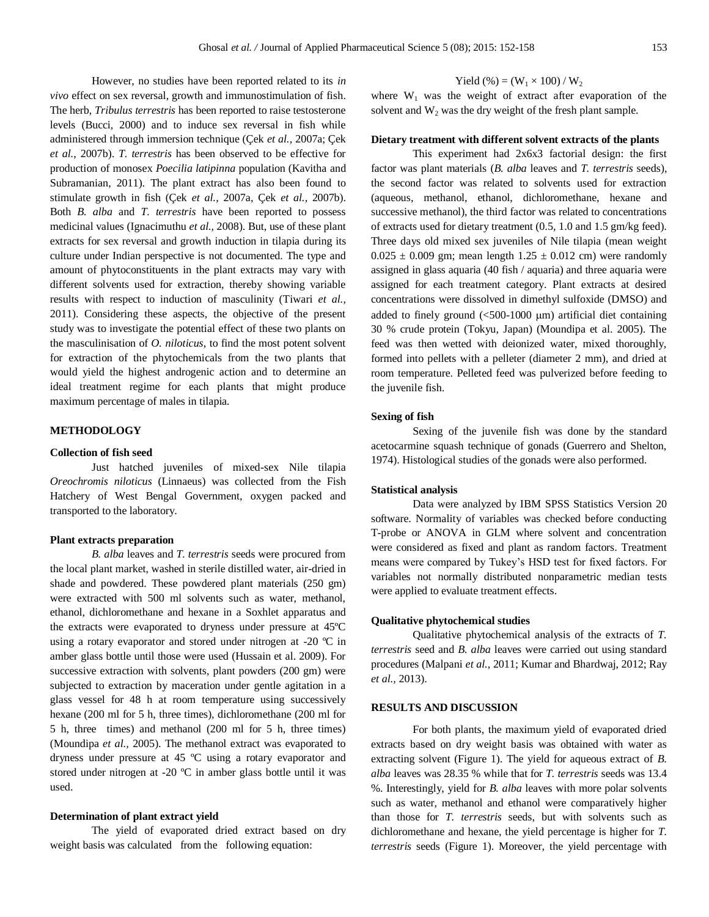However, no studies have been reported related to its *in vivo* effect on sex reversal, growth and immunostimulation of fish. The herb, *Tribulus terrestris* has been reported to raise testosterone levels (Bucci, 2000) and to induce sex reversal in fish while administered through immersion technique (Çek *et al.,* 2007a; Çek *et al.,* 2007b). *T. terrestris* has been observed to be effective for production of monosex *Poecilia latipinna* population (Kavitha and Subramanian, 2011). The plant extract has also been found to stimulate growth in fish (Çek *et al.,* 2007a, Çek *et al.,* 2007b). Both *B. alba* and *T. terrestris* have been reported to possess medicinal values (Ignacimuthu *et al.,* 2008). But, use of these plant extracts for sex reversal and growth induction in tilapia during its culture under Indian perspective is not documented. The type and amount of phytoconstituents in the plant extracts may vary with different solvents used for extraction, thereby showing variable results with respect to induction of masculinity (Tiwari *et al.,* 2011). Considering these aspects, the objective of the present study was to investigate the potential effect of these two plants on the masculinisation of *O. niloticus,* to find the most potent solvent for extraction of the phytochemicals from the two plants that would yield the highest androgenic action and to determine an ideal treatment regime for each plants that might produce maximum percentage of males in tilapia.

## METHODOLOGY

### Collection of fish seed

Just hatched juveniles of mixed-sex Nile tilapia *Oreochromis niloticus* (Linnaeus) was collected from the Fish Hatchery of West Bengal Government, oxygen packed and transported to the laboratory.

### Plant extracts preparation

*B. alba* leaves and *T. terrestris* seeds were procured from the local plant market, washed in sterile distilled water, air-dried in shade and powdered. These powdered plant materials (250 gm) were extracted with 500 ml solvents such as water, methanol, ethanol, dichloromethane and hexane in a Soxhlet apparatus and the extracts were evaporated to dryness under pressure at 45ºC using a rotary evaporator and stored under nitrogen at -20 ºC in amber glass bottle until those were used (Hussain et al. 2009). For successive extraction with solvents, plant powders (200 gm) were subjected to extraction by maceration under gentle agitation in a glass vessel for 48 h at room temperature using successively hexane (200 ml for 5 h, three times), dichloromethane (200 ml for 5 h, three times) and methanol (200 ml for 5 h, three times) (Moundipa *et al.,* 2005). The methanol extract was evaporated to dryness under pressure at 45 ºC using a rotary evaporator and stored under nitrogen at -20 ºC in amber glass bottle until it was used.

### Determination of plant extract yield

The yield of evaporated dried extract based on dry weight basis was calculated from the following equation:

$$\text{Yield (\%)} = (W_1 \times 100) / W_2$$

where $W_1$ was the weight of extract after evaporation of the solvent and $W_2$ was the dry weight of the fresh plant sample.

### Dietary treatment with different solvent extracts of the plants

This experiment had 2x6x3 factorial design: the first factor was plant materials (*B. alba* leaves and *T. terrestris* seeds), the second factor was related to solvents used for extraction (aqueous, methanol, ethanol, dichloromethane, hexane and successive methanol), the third factor was related to concentrations of extracts used for dietary treatment (0.5, 1.0 and 1.5 gm/kg feed). Three days old mixed sex juveniles of Nile tilapia (mean weight $0.025 \pm 0.009$ gm; mean length $1.25 \pm 0.012$ cm) were randomly assigned in glass aquaria (40 fish / aquaria) and three aquaria were assigned for each treatment category. Plant extracts at desired concentrations were dissolved in dimethyl sulfoxide (DMSO) and added to finely ground (<500-1000 μm) artificial diet containing 30 % crude protein (Tokyu, Japan) (Moundipa et al. 2005). The feed was then wetted with deionized water, mixed thoroughly, formed into pellets with a pelleter (diameter 2 mm), and dried at room temperature. Pelleted feed was pulverized before feeding to the juvenile fish.

### Sexing of fish

Sexing of the juvenile fish was done by the standard acetocarmine squash technique of gonads (Guerrero and Shelton, 1974). Histological studies of the gonads were also performed.

### Statistical analysis

Data were analyzed by IBM SPSS Statistics Version 20 software. Normality of variables was checked before conducting T-probe or ANOVA in GLM where solvent and concentration were considered as fixed and plant as random factors. Treatment means were compared by Tukey's HSD test for fixed factors. For variables not normally distributed nonparametric median tests were applied to evaluate treatment effects.

### Qualitative phytochemical studies

Qualitative phytochemical analysis of the extracts of *T. terrestris* seed and *B. alba* leaves were carried out using standard procedures (Malpani *et al.,* 2011; Kumar and Bhardwaj, 2012; Ray *et al.,* 2013).

## RESULTS AND DISCUSSION

For both plants, the maximum yield of evaporated dried extracts based on dry weight basis was obtained with water as extracting solvent (Figure 1). The yield for aqueous extract of *B. alba* leaves was 28.35 % while that for *T. terrestris* seeds was 13.4 %. Interestingly, yield for *B. alba* leaves with more polar solvents such as water, methanol and ethanol were comparatively higher than those for *T. terrestris* seeds, but with solvents such as dichloromethane and hexane, the yield percentage is higher for *T. terrestris* seeds (Figure 1). Moreover, the yield percentage with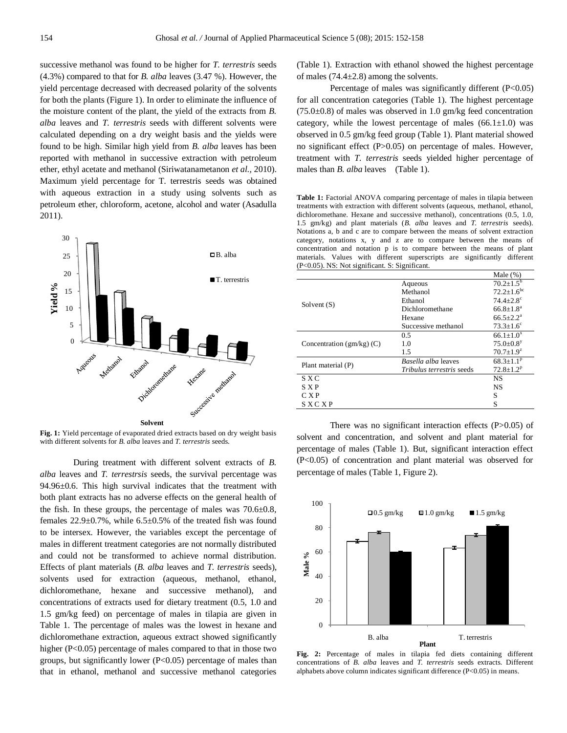successive methanol was found to be higher for *T. terrestris* seeds (4.3%) compared to that for *B. alba* leaves (3.47 %). However, the yield percentage decreased with decreased polarity of the solvents for both the plants (Figure 1). In order to eliminate the influence of the moisture content of the plant, the yield of the extracts from *B. alba* leaves and *T. terrestris* seeds with different solvents were calculated depending on a dry weight basis and the yields were found to be high. Similar high yield from *B. alba* leaves has been reported with methanol in successive extraction with petroleum ether, ethyl acetate and methanol (Siriwatanametanon *et al.,* 2010). Maximum yield percentage for T. terrestris seeds was obtained with aqueous extraction in a study using solvents such as petroleum ether, chloroform, acetone, alcohol and water (Asadulla 2011).

**Fig. 1:** Yield percentage of evaporated dried extracts based on dry weight basis with different solvents for *B. alba* leaves and *T. terrestris* seeds.

During treatment with different solvent extracts of *B. alba* leaves and *T. terrestrsis* seeds, the survival percentage was 94.96±0.6. This high survival indicates that the treatment with both plant extracts has no adverse effects on the general health of the fish. In these groups, the percentage of males was 70.6±0.8, females 22.9±0.7%, while 6.5±0.5% of the treated fish was found to be intersex. However, the variables except the percentage of males in different treatment categories are not normally distributed and could not be transformed to achieve normal distribution. Effects of plant materials (*B. alba* leaves and *T. terrestris* seeds), solvents used for extraction (aqueous, methanol, ethanol, dichloromethane, hexane and successive methanol), and concentrations of extracts used for dietary treatment (0.5, 1.0 and 1.5 gm/kg feed) on percentage of males in tilapia are given in Table 1. The percentage of males was the lowest in hexane and dichloromethane extraction, aqueous extract showed significantly higher ($P<0.05$) percentage of males compared to that in those two groups, but significantly lower ($P<0.05$) percentage of males than that in ethanol, methanol and successive methanol categories (Table 1). Extraction with ethanol showed the highest percentage of males (74.4±2.8) among the solvents.

Percentage of males was significantly different ($P<0.05$) for all concentration categories (Table 1). The highest percentage (75.0±0.8) of males was observed in 1.0 gm/kg feed concentration category, while the lowest percentage of males (66.1±1.0) was observed in 0.5 gm/kg feed group (Table 1). Plant material showed no significant effect ($P>0.05$) on percentage of males. However, treatment with *T. terrestris* seeds yielded higher percentage of males than *B. alba* leaves (Table 1).

**Table 1:** Factorial ANOVA comparing percentage of males in tilapia between treatments with extraction with different solvents (aqueous, methanol, ethanol, dichloromethane. Hexane and successive methanol), concentrations (0.5, 1.0, 1.5 gm/kg) and plant materials (*B. alba* leaves and *T. terrestris* seeds). Notations a, b and c are to compare between the means of solvent extraction category, notations x, y and z are to compare between the means of concentration and notation p is to compare between the means of plant materials. Values with different superscripts are significantly different ($P<0.05$). NS: Not significant. S: Significant.

| | | Male (%) |
|---|---|---|
| Solvent (S) | Aqueous | $70.2\pm1.5^{b}$ |
| | Methanol | $72.2\pm1.6^{bc}$ |
| | Ethanol | $74.4\pm2.8^{c}$ |
| | Dichloromethane | $66.8\pm1.8^{a}$ |
| | Hexane | $66.5\pm2.2^{a}$ |
| | Successive methanol | $73.3\pm1.6^{c}$ |
| Concentration (gm/kg) (C) | 0.5 | $66.1\pm1.0^{x}$ |
| | 1.0 | $75.0\pm0.8^{y}$ |
| | 1.5 | $70.7\pm1.9^{z}$ |
| Plant material (P) | *Basella alba* leaves | $68.3\pm1.1^{p}$ |
| | *Tribulus terrestris* seeds | $72.8\pm1.2^{p}$ |
| S X C | | NS |
| S X P | | NS |
| C X P | | S |
| S X C X P | | S |

There was no significant interaction effects ($P>0.05$) of solvent and concentration, and solvent and plant material for percentage of males (Table 1). But, significant interaction effect ($P<0.05$) of concentration and plant material was observed for percentage of males (Table 1, Figure 2).

**Fig. 2:** Percentage of males in tilapia fed diets containing different concentrations of *B. alba* leaves and *T. terrestris* seeds extracts. Different alphabets above column indicates significant difference ($P<0.05$) in means.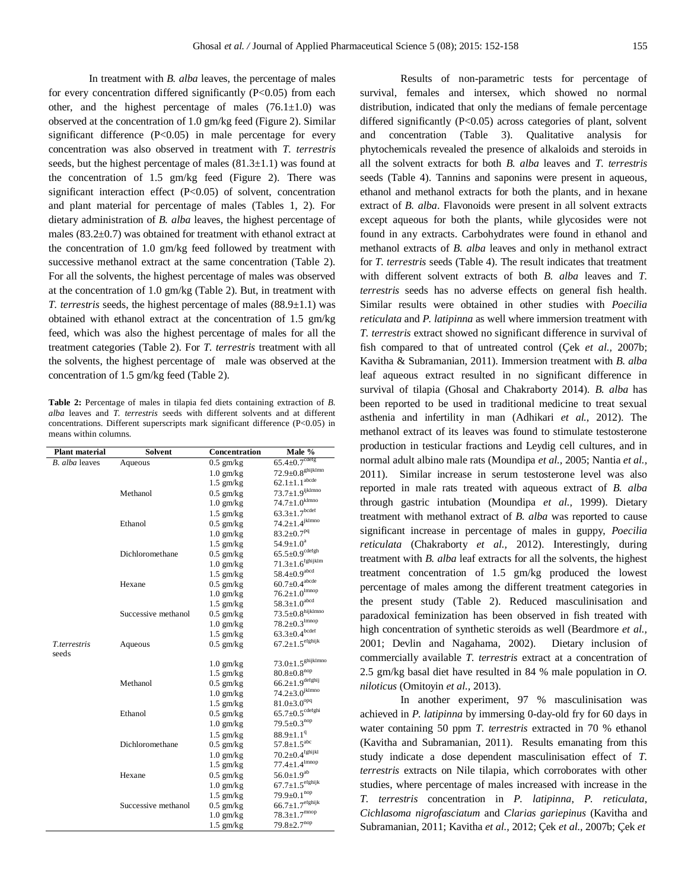In treatment with *B. alba* leaves, the percentage of males for every concentration differed significantly (P<0.05) from each other, and the highest percentage of males (76.1±1.0) was observed at the concentration of 1.0 gm/kg feed (Figure 2). Similar significant difference (P<0.05) in male percentage for every concentration was also observed in treatment with *T. terrestris* seeds, but the highest percentage of males (81.3±1.1) was found at the concentration of 1.5 gm/kg feed (Figure 2). There was significant interaction effect (P<0.05) of solvent, concentration and plant material for percentage of males (Tables 1, 2). For dietary administration of *B. alba* leaves, the highest percentage of males (83.2±0.7) was obtained for treatment with ethanol extract at the concentration of 1.0 gm/kg feed followed by treatment with successive methanol extract at the same concentration (Table 2). For all the solvents, the highest percentage of males was observed at the concentration of 1.0 gm/kg (Table 2). But, in treatment with *T. terrestris* seeds, the highest percentage of males (88.9±1.1) was obtained with ethanol extract at the concentration of 1.5 gm/kg feed, which was also the highest percentage of males for all the treatment categories (Table 2). For *T. terrestris* treatment with all the solvents, the highest percentage of male was observed at the concentration of 1.5 gm/kg feed (Table 2).

**Table 2:** Percentage of males in tilapia fed diets containing extraction of *B. alba* leaves and *T. terrestris* seeds with different solvents and at different concentrations. Different superscripts mark significant difference (P<0.05) in means within columns.

| Plant material | Solvent | Concentration | Male % |
|---|---|---|---|
| *B. alba* leaves | Aqueous | 0.5 gm/kg | 65.4±0.7[cdefg] |
| | | 1.0 gm/kg | 72.9±0.8[ghijklmn] |
| | | 1.5 gm/kg | 62.1±1.1[abcde] |
| | Methanol | 0.5 gm/kg | 73.7±1.9[ijklmno] |
| | | 1.0 gm/kg | 74.7±1.0[klmno] |
| | | 1.5 gm/kg | 63.3±1.7[bcdef] |
| | Ethanol | 0.5 gm/kg | 74.2±1.4[jklmno] |
| | | 1.0 gm/kg | 83.2±0.7[pq] |
| | | 1.5 gm/kg | 54.9±1.0[a] |
| | Dichloromethane | 0.5 gm/kg | 65.5±0.9[cdefgh] |
| | | 1.0 gm/kg | 71.3±1.6[fghijklm] |
| | | 1.5 gm/kg | 58.4±0.9[abcd] |
| | Hexane | 0.5 gm/kg | 60.7±0.4[abcde] |
| | | 1.0 gm/kg | 76.2±1.0[lmnop] |
| | | 1.5 gm/kg | 58.3±1.0[abcd] |
| | Successive methanol | 0.5 gm/kg | 73.5±0.8[hijklmno] |
| | | 1.0 gm/kg | 78.2±0.3[lmnop] |
| | | 1.5 gm/kg | 63.3±0.4[bcdef] |
| *T.terrestris* seeds | Aqueous | 0.5 gm/kg | 67.2±1.5[efghijk] |
| | | 1.0 gm/kg | 73.0±1.5[ghijklmno] |
| | | 1.5 gm/kg | 80.8±0.8[nop] |
| | Methanol | 0.5 gm/kg | 66.2±1.9[defghij] |
| | | 1.0 gm/kg | 74.2±3.0[jklmno] |
| | | 1.5 gm/kg | 81.0±3.0[opq] |
| | Ethanol | 0.5 gm/kg | 65.7±0.5[cdefghi] |
| | | 1.0 gm/kg | 79.5±0.3[nop] |
| | | 1.5 gm/kg | 88.9±1.1[q] |
| | Dichloromethane | 0.5 gm/kg | 57.8±1.5[abc] |
| | | 1.0 gm/kg | 70.2±0.4[fghijkl] |
| | | 1.5 gm/kg | 77.4±1.4[lmnop] |
| | Hexane | 0.5 gm/kg | 56.0±1.9[ab] |
| | | 1.0 gm/kg | 67.7±1.5[efghijk] |
| | | 1.5 gm/kg | 79.9±0.1[nop] |
| | Successive methanol | 0.5 gm/kg | 66.7±1.7[efghijk] |
| | | 1.0 gm/kg | 78.3±1.7[mnop] |
| | | 1.5 gm/kg | 79.8±2.7[nop] |

Results of non-parametric tests for percentage of survival, females and intersex, which showed no normal distribution, indicated that only the medians of female percentage differed significantly (P<0.05) across categories of plant, solvent and concentration (Table 3). Qualitative analysis for phytochemicals revealed the presence of alkaloids and steroids in all the solvent extracts for both *B. alba* leaves and *T. terrestris* seeds (Table 4). Tannins and saponins were present in aqueous, ethanol and methanol extracts for both the plants, and in hexane extract of *B. alba*. Flavonoids were present in all solvent extracts except aqueous for both the plants, while glycosides were not found in any extracts. Carbohydrates were found in ethanol and methanol extracts of *B. alba* leaves and only in methanol extract for *T. terrestris* seeds (Table 4). The result indicates that treatment with different solvent extracts of both *B. alba* leaves and *T. terrestris* seeds has no adverse effects on general fish health. Similar results were obtained in other studies with *Poecilia reticulata* and *P. latipinna* as well where immersion treatment with *T. terrestris* extract showed no significant difference in survival of fish compared to that of untreated control (Çek *et al.,* 2007b; Kavitha & Subramanian, 2011). Immersion treatment with *B. alba* leaf aqueous extract resulted in no significant difference in survival of tilapia (Ghosal and Chakraborty 2014). *B. alba* has been reported to be used in traditional medicine to treat sexual asthenia and infertility in man (Adhikari *et al.,* 2012). The methanol extract of its leaves was found to stimulate testosterone production in testicular fractions and Leydig cell cultures, and in normal adult albino male rats (Moundipa *et al.,* 2005; Nantia *et al.,* 2011). Similar increase in serum testosterone level was also reported in male rats treated with aqueous extract of *B. alba* through gastric intubation (Moundipa *et al.,* 1999). Dietary treatment with methanol extract of *B. alba* was reported to cause significant increase in percentage of males in guppy, *Poecilia reticulata* (Chakraborty *et al.,* 2012). Interestingly, during treatment with *B. alba* leaf extracts for all the solvents, the highest treatment concentration of 1.5 gm/kg produced the lowest percentage of males among the different treatment categories in the present study (Table 2). Reduced masculinisation and paradoxical feminization has been observed in fish treated with high concentration of synthetic steroids as well (Beardmore *et al.,* 2001; Devlin and Nagahama, 2002). Dietary inclusion of commercially available *T. terrestris* extract at a concentration of 2.5 gm/kg basal diet have resulted in 84 % male population in *O. niloticus* (Omitoyin *et al.,* 2013).

In another experiment, 97 % masculinisation was achieved in *P. latipinna* by immersing 0-day-old fry for 60 days in water containing 50 ppm *T. terrestris* extracted in 70 % ethanol (Kavitha and Subramanian, 2011). Results emanating from this study indicate a dose dependent masculinisation effect of *T. terrestris* extracts on Nile tilapia, which corroborates with other studies, where percentage of males increased with increase in the *T. terrestris* concentration in *P. latipinna*, *P. reticulata*, *Cichlasoma nigrofasciatum* and *Clarias gariepinus* (Kavitha and Subramanian, 2011; Kavitha *et al.,* 2012; Çek *et al.,* 2007b; Çek *et*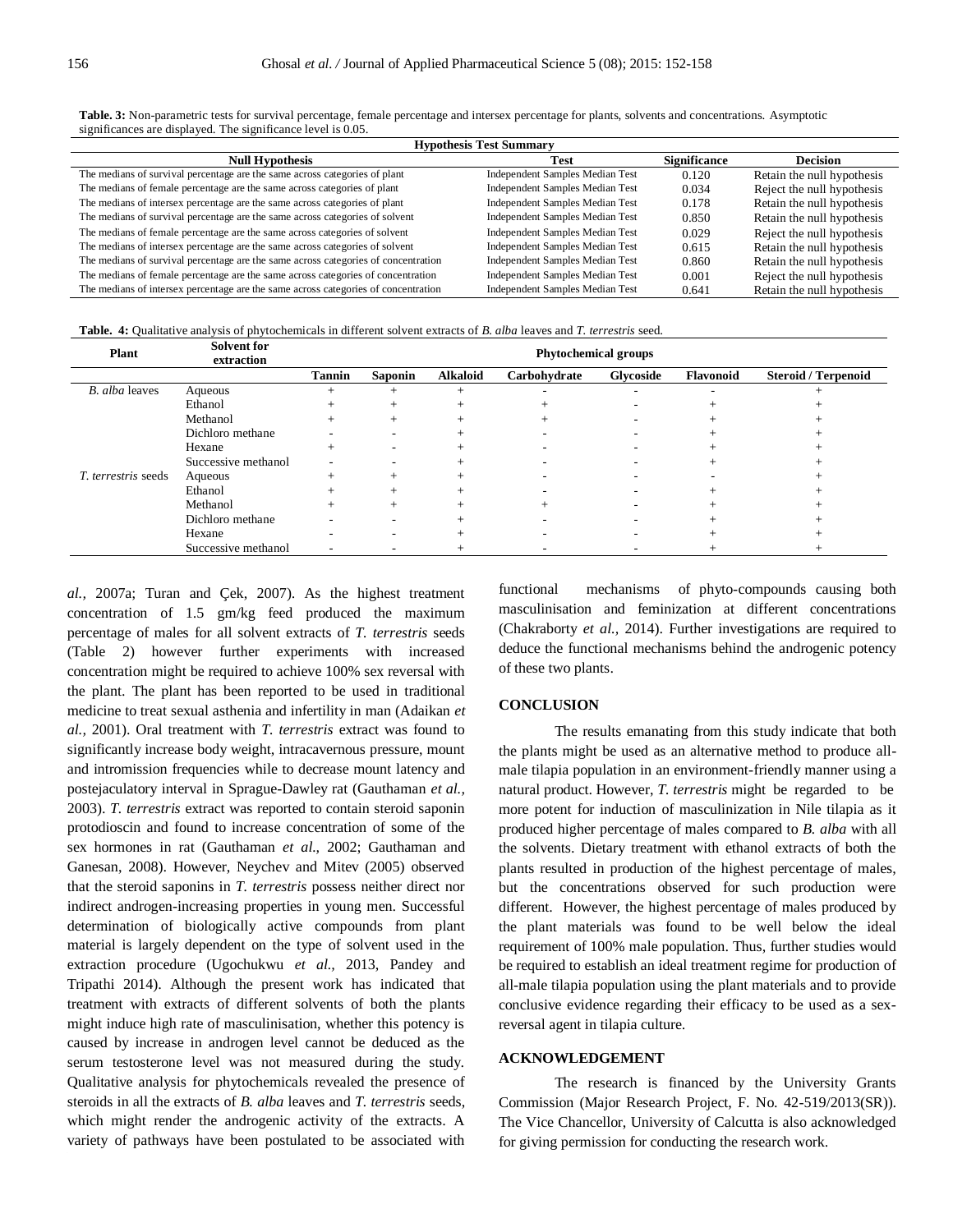**Table. 3:** Non-parametric tests for survival percentage, female percentage and intersex percentage for plants, solvents and concentrations. Asymptotic significances are displayed. The significance level is 0.05.

| Hypothesis Test Summary | | | |
|---|---|---|---|
| **Null Hypothesis** | **Test** | **Significance** | **Decision** |
| The medians of survival percentage are the same across categories of plant | Independent Samples Median Test | 0.120 | Retain the null hypothesis |
| The medians of female percentage are the same across categories of plant | Independent Samples Median Test | 0.034 | Reject the null hypothesis |
| The medians of intersex percentage are the same across categories of plant | Independent Samples Median Test | 0.178 | Retain the null hypothesis |
| The medians of survival percentage are the same across categories of solvent | Independent Samples Median Test | 0.850 | Retain the null hypothesis |
| The medians of female percentage are the same across categories of solvent | Independent Samples Median Test | 0.029 | Reject the null hypothesis |
| The medians of intersex percentage are the same across categories of solvent | Independent Samples Median Test | 0.615 | Retain the null hypothesis |
| The medians of survival percentage are the same across categories of concentration | Independent Samples Median Test | 0.860 | Retain the null hypothesis |
| The medians of female percentage are the same across categories of concentration | Independent Samples Median Test | 0.001 | Reject the null hypothesis |
| The medians of intersex percentage are the same across categories of concentration | Independent Samples Median Test | 0.641 | Retain the null hypothesis |

**Table. 4:** Qualitative analysis of phytochemicals in different solvent extracts of *B. alba* leaves and *T. terrestris* seed.

| Plant | Solvent for extraction | Phytochemical groups | | | | | | |
|---|---|---|---|---|---|---|---|---|
| | | **Tannin** | **Saponin** | **Alkaloid** | **Carbohydrate** | **Glycoside** | **Flavonoid** | **Steroid / Terpenoid** |
| *B. alba* leaves | Aqueous | + | + | + | - | - | - | + |
| | Ethanol | + | + | + | + | - | + | + |
| | Methanol | + | + | + | + | - | + | + |
| | Dichloro methane | - | - | + | - | - | + | + |
| | Hexane | + | - | + | - | - | + | + |
| | Successive methanol | - | - | + | - | - | + | + |
| *T. terrestris* seeds | Aqueous | + | + | + | - | - | - | + |
| | Ethanol | + | + | + | - | - | + | + |
| | Methanol | + | + | + | + | - | + | + |
| | Dichloro methane | - | - | + | - | - | + | + |
| | Hexane | - | - | + | - | - | + | + |
| | Successive methanol | - | - | + | - | - | + | + |

*al.,* 2007a; Turan and Çek, 2007). As the highest treatment concentration of 1.5 gm/kg feed produced the maximum percentage of males for all solvent extracts of *T. terrestris* seeds (Table 2) however further experiments with increased concentration might be required to achieve 100% sex reversal with the plant. The plant has been reported to be used in traditional medicine to treat sexual asthenia and infertility in man (Adaikan *et al.,* 2001). Oral treatment with *T. terrestris* extract was found to significantly increase body weight, intracavernous pressure, mount and intromission frequencies while to decrease mount latency and postejaculatory interval in Sprague-Dawley rat (Gauthaman *et al.,* 2003). *T. terrestris* extract was reported to contain steroid saponin protodioscin and found to increase concentration of some of the sex hormones in rat (Gauthaman *et al.,* 2002; Gauthaman and Ganesan, 2008). However, Neychev and Mitev (2005) observed that the steroid saponins in *T. terrestris* possess neither direct nor indirect androgen-increasing properties in young men. Successful determination of biologically active compounds from plant material is largely dependent on the type of solvent used in the extraction procedure (Ugochukwu *et al.,* 2013, Pandey and Tripathi 2014). Although the present work has indicated that treatment with extracts of different solvents of both the plants might induce high rate of masculinisation, whether this potency is caused by increase in androgen level cannot be deduced as the serum testosterone level was not measured during the study. Qualitative analysis for phytochemicals revealed the presence of steroids in all the extracts of *B. alba* leaves and *T. terrestris* seeds, which might render the androgenic activity of the extracts. A variety of pathways have been postulated to be associated with functional mechanisms of phyto-compounds causing both masculinisation and feminization at different concentrations (Chakraborty *et al.,* 2014). Further investigations are required to deduce the functional mechanisms behind the androgenic potency of these two plants.

## CONCLUSION

The results emanating from this study indicate that both the plants might be used as an alternative method to produce all-male tilapia population in an environment-friendly manner using a natural product. However, *T. terrestris* might be regarded to be more potent for induction of masculinization in Nile tilapia as it produced higher percentage of males compared to *B. alba* with all the solvents. Dietary treatment with ethanol extracts of both the plants resulted in production of the highest percentage of males, but the concentrations observed for such production were different. However, the highest percentage of males produced by the plant materials was found to be well below the ideal requirement of 100% male population. Thus, further studies would be required to establish an ideal treatment regime for production of all-male tilapia population using the plant materials and to provide conclusive evidence regarding their efficacy to be used as a sex-reversal agent in tilapia culture.

## ACKNOWLEDGEMENT

The research is financed by the University Grants Commission (Major Research Project, F. No. 42-519/2013(SR)). The Vice Chancellor, University of Calcutta is also acknowledged for giving permission for conducting the research work.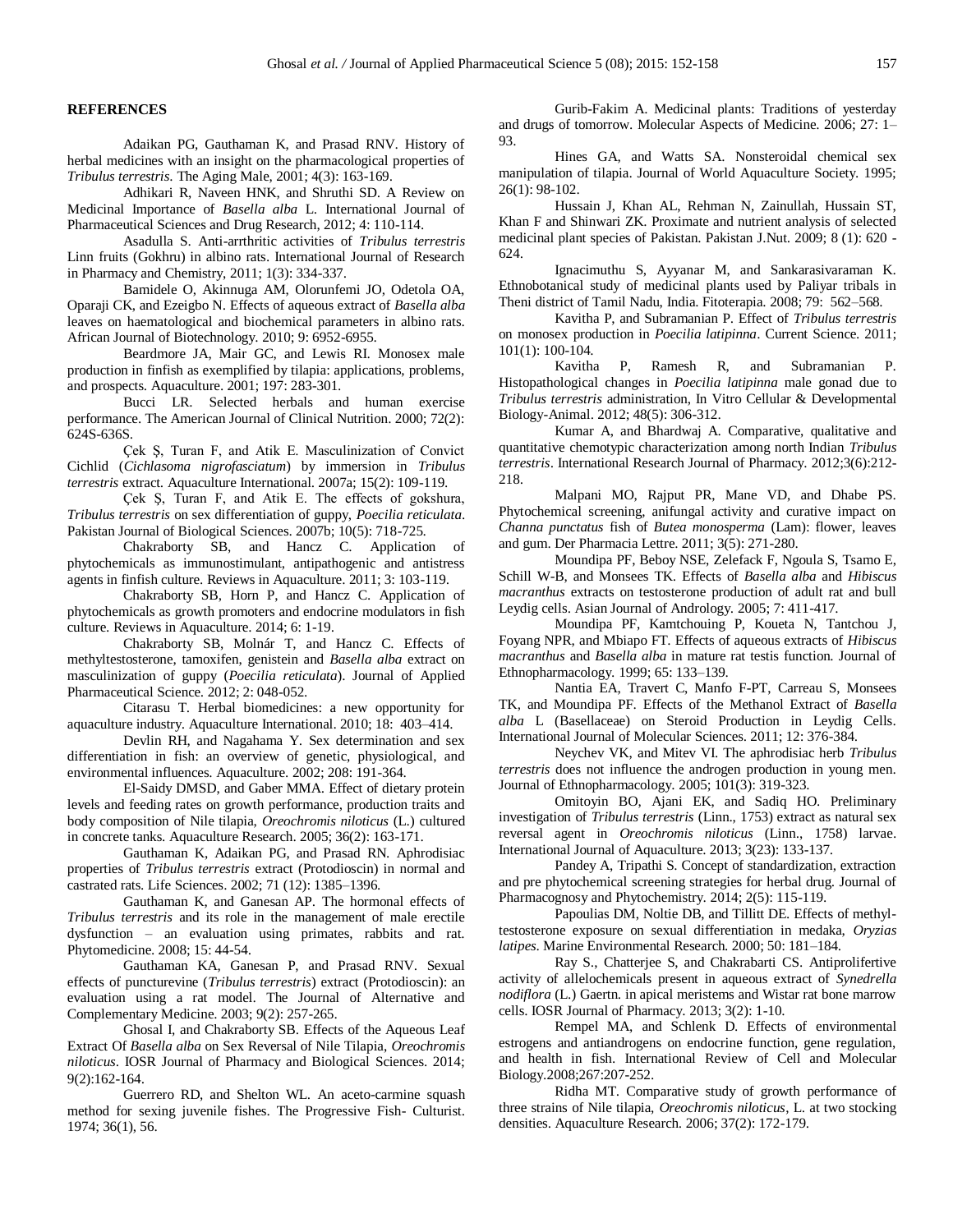## REFERENCES

Adaikan PG, Gauthaman K, and Prasad RNV. History of herbal medicines with an insight on the pharmacological properties of *Tribulus terrestris*. The Aging Male, 2001; 4(3): 163-169.

Adhikari R, Naveen HNK, and Shruthi SD. A Review on Medicinal Importance of *Basella alba* L. International Journal of Pharmaceutical Sciences and Drug Research, 2012; 4: 110-114.

Asadulla S. Anti-arrthritic activities of *Tribulus terrestris* Linn fruits (Gokhru) in albino rats. International Journal of Research in Pharmacy and Chemistry, 2011; 1(3): 334-337.

Bamidele O, Akinnuga AM, Olorunfemi JO, Odetola OA, Oparaji CK, and Ezeigbo N. Effects of aqueous extract of *Basella alba* leaves on haematological and biochemical parameters in albino rats. African Journal of Biotechnology. 2010; 9: 6952-6955.

Beardmore JA, Mair GC, and Lewis RI. Monosex male production in finfish as exemplified by tilapia: applications, problems, and prospects. Aquaculture. 2001; 197: 283-301.

Bucci LR. Selected herbals and human exercise performance. The American Journal of Clinical Nutrition. 2000; 72(2): 624S-636S.

Çek Ş, Turan F, and Atik E. Masculinization of Convict Cichlid (*Cichlasoma nigrofasciatum*) by immersion in *Tribulus terrestris* extract. Aquaculture International. 2007a; 15(2): 109-119.

Çek Ş, Turan F, and Atik E. The effects of gokshura, *Tribulus terrestris* on sex differentiation of guppy, *Poecilia reticulata*. Pakistan Journal of Biological Sciences. 2007b; 10(5): 718-725.

Chakraborty SB, and Hancz C. Application of phytochemicals as immunostimulant, antipathogenic and antistress agents in finfish culture. Reviews in Aquaculture. 2011; 3: 103-119.

Chakraborty SB, Horn P, and Hancz C. Application of phytochemicals as growth promoters and endocrine modulators in fish culture. Reviews in Aquaculture. 2014; 6: 1-19.

Chakraborty SB, Molnár T, and Hancz C. Effects of methyltestosterone, tamoxifen, genistein and *Basella alba* extract on masculinization of guppy (*Poecilia reticulata*). Journal of Applied Pharmaceutical Science. 2012; 2: 048-052.

Citarasu T. Herbal biomedicines: a new opportunity for aquaculture industry. Aquaculture International. 2010; 18: 403–414.

Devlin RH, and Nagahama Y. Sex determination and sex differentiation in fish: an overview of genetic, physiological, and environmental influences. Aquaculture. 2002; 208: 191-364.

El-Saidy DMSD, and Gaber MMA. Effect of dietary protein levels and feeding rates on growth performance, production traits and body composition of Nile tilapia, *Oreochromis niloticus* (L.) cultured in concrete tanks. Aquaculture Research. 2005; 36(2): 163-171.

Gauthaman K, Adaikan PG, and Prasad RN. Aphrodisiac properties of *Tribulus terrestris* extract (Protodioscin) in normal and castrated rats. Life Sciences. 2002; 71 (12): 1385–1396.

Gauthaman K, and Ganesan AP. The hormonal effects of *Tribulus terrestris* and its role in the management of male erectile dysfunction – an evaluation using primates, rabbits and rat. Phytomedicine. 2008; 15: 44-54.

Gauthaman KA, Ganesan P, and Prasad RNV. Sexual effects of puncturevine (*Tribulus terrestris*) extract (Protodioscin): an evaluation using a rat model. The Journal of Alternative and Complementary Medicine. 2003; 9(2): 257-265.

Ghosal I, and Chakraborty SB. Effects of the Aqueous Leaf Extract Of *Basella alba* on Sex Reversal of Nile Tilapia, *Oreochromis niloticus*. IOSR Journal of Pharmacy and Biological Sciences. 2014; 9(2):162-164.

Guerrero RD, and Shelton WL. An aceto-carmine squash method for sexing juvenile fishes. The Progressive Fish- Culturist. 1974; 36(1), 56.

Gurib-Fakim A. Medicinal plants: Traditions of yesterday and drugs of tomorrow. Molecular Aspects of Medicine. 2006; 27: 1–93.

Hines GA, and Watts SA. Nonsteroidal chemical sex manipulation of tilapia. Journal of World Aquaculture Society. 1995; 26(1): 98-102.

Hussain J, Khan AL, Rehman N, Zainullah, Hussain ST, Khan F and Shinwari ZK. Proximate and nutrient analysis of selected medicinal plant species of Pakistan. Pakistan J.Nut. 2009; 8 (1): 620 - 624.

Ignacimuthu S, Ayyanar M, and Sankarasivaraman K. Ethnobotanical study of medicinal plants used by Paliyar tribals in Theni district of Tamil Nadu, India. Fitoterapia. 2008; 79: 562–568.

Kavitha P, and Subramanian P. Effect of *Tribulus terrestris* on monosex production in *Poecilia latipinna*. Current Science. 2011; 101(1): 100-104.

Kavitha P, Ramesh R, and Subramanian P. Histopathological changes in *Poecilia latipinna* male gonad due to *Tribulus terrestris* administration, In Vitro Cellular & Developmental Biology-Animal. 2012; 48(5): 306-312.

Kumar A, and Bhardwaj A. Comparative, qualitative and quantitative chemotypic characterization among north Indian *Tribulus terrestris*. International Research Journal of Pharmacy. 2012;3(6):212-218.

Malpani MO, Rajput PR, Mane VD, and Dhabe PS. Phytochemical screening, antifungal activity and curative impact on *Channa punctatus* fish of *Butea monosperma* (Lam): flower, leaves and gum. Der Pharmacia Lettre. 2011; 3(5): 271-280.

Moundipa PF, Beboy NSE, Zelefack F, Ngoula S, Tsamo E, Schill W-B, and Monsees TK. Effects of *Basella alba* and *Hibiscus macranthus* extracts on testosterone production of adult rat and bull Leydig cells. Asian Journal of Andrology. 2005; 7: 411-417.

Moundipa PF, Kamtchouing P, Koueta N, Tantchou J, Foyang NPR, and Mbiapo FT. Effects of aqueous extracts of *Hibiscus macranthus* and *Basella alba* in mature rat testis function. Journal of Ethnopharmacology. 1999; 65: 133–139.

Nantia EA, Travert C, Manfo F-PT, Carreau S, Monsees TK, and Moundipa PF. Effects of the Methanol Extract of *Basella alba* L (Basellaceae) on Steroid Production in Leydig Cells. International Journal of Molecular Sciences. 2011; 12: 376-384.

Neychev VK, and Mitev VI. The aphrodisiac herb *Tribulus terrestris* does not influence the androgen production in young men. Journal of Ethnopharmacology. 2005; 101(3): 319-323.

Omitoyin BO, Ajani EK, and Sadiq HO. Preliminary investigation of *Tribulus terrestris* (Linn., 1753) extract as natural sex reversal agent in *Oreochromis niloticus* (Linn., 1758) larvae. International Journal of Aquaculture. 2013; 3(23): 133-137.

Pandey A, Tripathi S. Concept of standardization, extraction and pre phytochemical screening strategies for herbal drug. Journal of Pharmacognosy and Phytochemistry. 2014; 2(5): 115-119.

Papoulias DM, Noltie DB, and Tillitt DE. Effects of methyl-testosterone exposure on sexual differentiation in medaka, *Oryzias latipes*. Marine Environmental Research. 2000; 50: 181–184.

Ray S., Chatterjee S, and Chakrabarti CS. Antiprolifertive activity of allelochemicals present in aqueous extract of *Synedrella nodiflora* (L.) Gaertn. in apical meristems and Wistar rat bone marrow cells. IOSR Journal of Pharmacy. 2013; 3(2): 1-10.

Rempel MA, and Schlenk D. Effects of environmental estrogens and antiandrogens on endocrine function, gene regulation, and health in fish. International Review of Cell and Molecular Biology.2008;267:207-252.

Ridha MT. Comparative study of growth performance of three strains of Nile tilapia, *Oreochromis niloticus*, L. at two stocking densities. Aquaculture Research. 2006; 37(2): 172-179.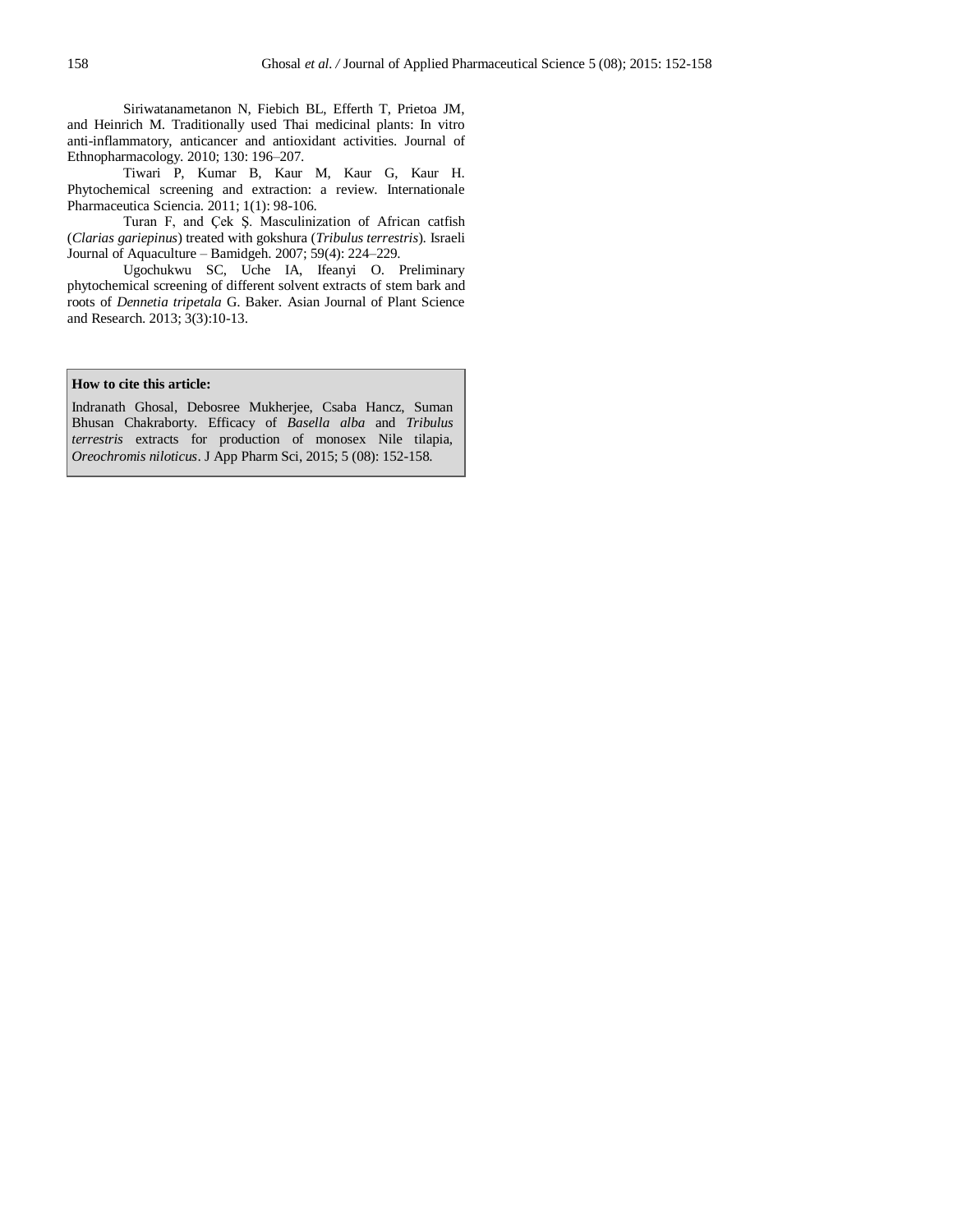Siriwatanametanon N, Fiebich BL, Efferth T, Prietoa JM, and Heinrich M. Traditionally used Thai medicinal plants: In vitro anti-inflammatory, anticancer and antioxidant activities. Journal of Ethnopharmacology. 2010; 130: 196–207.

Tiwari P, Kumar B, Kaur M, Kaur G, Kaur H. Phytochemical screening and extraction: a review. Internationale Pharmaceutica Sciencia. 2011; 1(1): 98-106.

Turan F, and Çek Ş. Masculinization of African catfish (*Clarias gariepinus*) treated with gokshura (*Tribulus terrestris*). Israeli Journal of Aquaculture – Bamidgeh. 2007; 59(4): 224–229.

Ugochukwu SC, Uche IA, Ifeanyi O. Preliminary phytochemical screening of different solvent extracts of stem bark and roots of *Dennetia tripetala* G. Baker. Asian Journal of Plant Science and Research. 2013; 3(3):10-13.

**How to cite this article:**

Indranath Ghosal, Debosree Mukherjee, Csaba Hancz, Suman Bhusan Chakraborty. Efficacy of *Basella alba* and *Tribulus terrestris* extracts for production of monosex Nile tilapia, *Oreochromis niloticus*. J App Pharm Sci, 2015; 5 (08): 152-158.